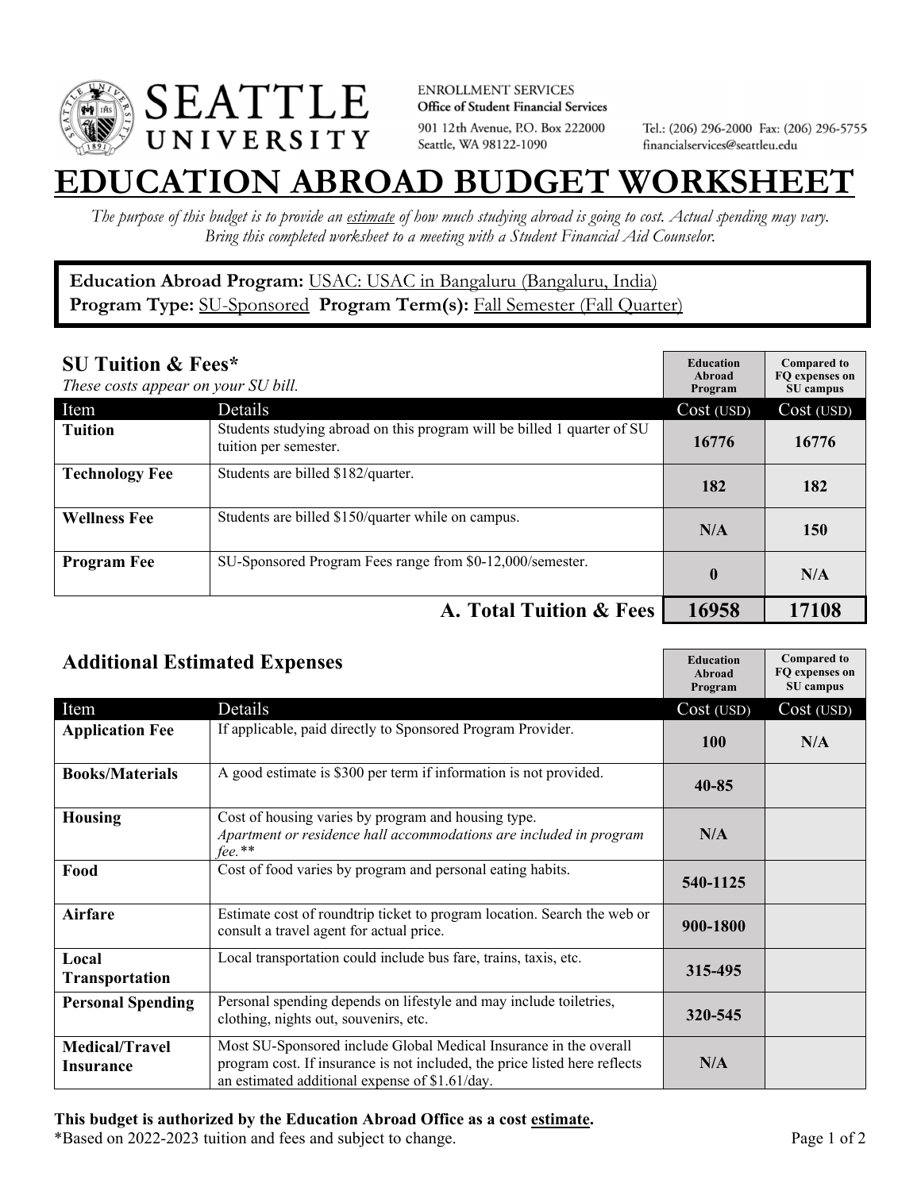ENROLLMENT SERVICES
**Office of Student Financial Services**
901 12th Avenue, P.O. Box 222000
Seattle, WA 98122-1090
Tel.: (206) 296-2000 Fax: (206) 296-5755
financialservices@seattleu.edu

# EDUCATION ABROAD BUDGET WORKSHEET

*The purpose of this budget is to provide an estimate of how much studying abroad is going to cost. Actual spending may vary. Bring this completed worksheet to a meeting with a Student Financial Aid Counselor.*

**Education Abroad Program:** USAC: USAC in Bangaluru (Bangaluru, India)
**Program Type:** SU-Sponsored **Program Term(s):** Fall Semester (Fall Quarter)

## SU Tuition & Fees*

*These costs appear on your SU bill.*

| Item | Details | Education Abroad Program Cost (USD) | Compared to FQ expenses on SU campus Cost (USD) |
|---|---|---|---|
| **Tuition** | Students studying abroad on this program will be billed 1 quarter of SU tuition per semester. | **16776** | **16776** |
| **Technology Fee** | Students are billed $182/quarter. | **182** | **182** |
| **Wellness Fee** | Students are billed $150/quarter while on campus. | **N/A** | **150** |
| **Program Fee** | SU-Sponsored Program Fees range from $0-12,000/semester. | **0** | **N/A** |
| | **A. Total Tuition & Fees** | **16958** | **17108** |

## Additional Estimated Expenses

| Item | Details | Education Abroad Program Cost (USD) | Compared to FQ expenses on SU campus Cost (USD) |
|---|---|---|---|
| **Application Fee** | If applicable, paid directly to Sponsored Program Provider. | **100** | **N/A** |
| **Books/Materials** | A good estimate is $300 per term if information is not provided. | **40-85** | |
| **Housing** | Cost of housing varies by program and housing type. *Apartment or residence hall accommodations are included in program fee.*** | **N/A** | |
| **Food** | Cost of food varies by program and personal eating habits. | **540-1125** | |
| **Airfare** | Estimate cost of roundtrip ticket to program location. Search the web or consult a travel agent for actual price. | **900-1800** | |
| **Local Transportation** | Local transportation could include bus fare, trains, taxis, etc. | **315-495** | |
| **Personal Spending** | Personal spending depends on lifestyle and may include toiletries, clothing, nights out, souvenirs, etc. | **320-545** | |
| **Medical/Travel Insurance** | Most SU-Sponsored include Global Medical Insurance in the overall program cost. If insurance is not included, the price listed here reflects an estimated additional expense of $1.61/day. | **N/A** | |

**This budget is authorized by the Education Abroad Office as a cost estimate.**
*Based on 2022-2023 tuition and fees and subject to change.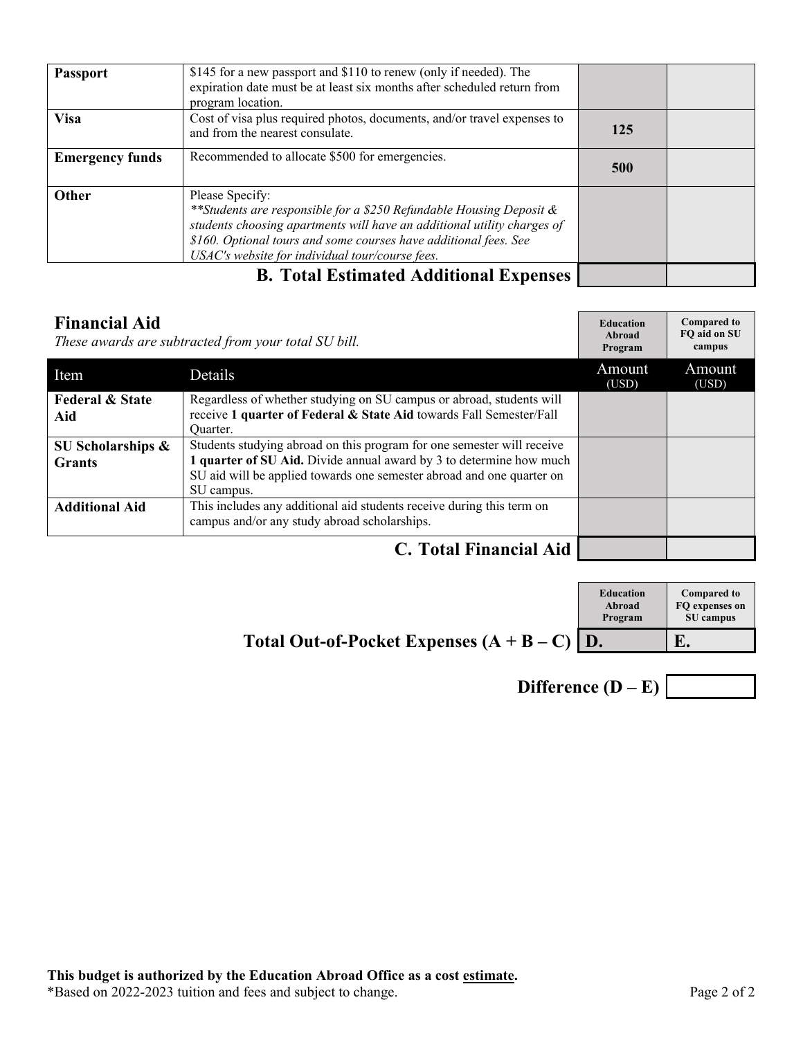| | | | |
|---|---|---|---|
| **Passport** | $145 for a new passport and $110 to renew (only if needed). The expiration date must be at least six months after scheduled return from program location. | | |
| **Visa** | Cost of visa plus required photos, documents, and/or travel expenses to and from the nearest consulate. | **125** | |
| **Emergency funds** | Recommended to allocate $500 for emergencies. | **500** | |
| **Other** | Please Specify: *\*\*Students are responsible for a $250 Refundable Housing Deposit & students choosing apartments will have an additional utility charges of $160. Optional tours and some courses have additional fees. See USAC's website for individual tour/course fees.* | | |
| | **B. Total Estimated Additional Expenses** | | |

## Financial Aid

*These awards are subtracted from your total SU bill.*

| Item | Details | Education Abroad Program Amount (USD) | Compared to FQ aid on SU campus Amount (USD) |
|---|---|---|---|
| **Federal & State Aid** | Regardless of whether studying on SU campus or abroad, students will receive **1 quarter of Federal & State Aid** towards Fall Semester/Fall Quarter. | | |
| **SU Scholarships & Grants** | Students studying abroad on this program for one semester will receive **1 quarter of SU Aid.** Divide annual award by 3 to determine how much SU aid will be applied towards one semester abroad and one quarter on SU campus. | | |
| **Additional Aid** | This includes any additional aid students receive during this term on campus and/or any study abroad scholarships. | | |
| | **C. Total Financial Aid** | | |

| | Education Abroad Program | Compared to FQ expenses on SU campus |
|---|---|---|
| **Total Out-of-Pocket Expenses (A + B – C)** | **D.** | **E.** |
| **Difference (D – E)** | | |

**This budget is authorized by the Education Abroad Office as a cost estimate.**

*Based on 2022-2023 tuition and fees and subject to change.